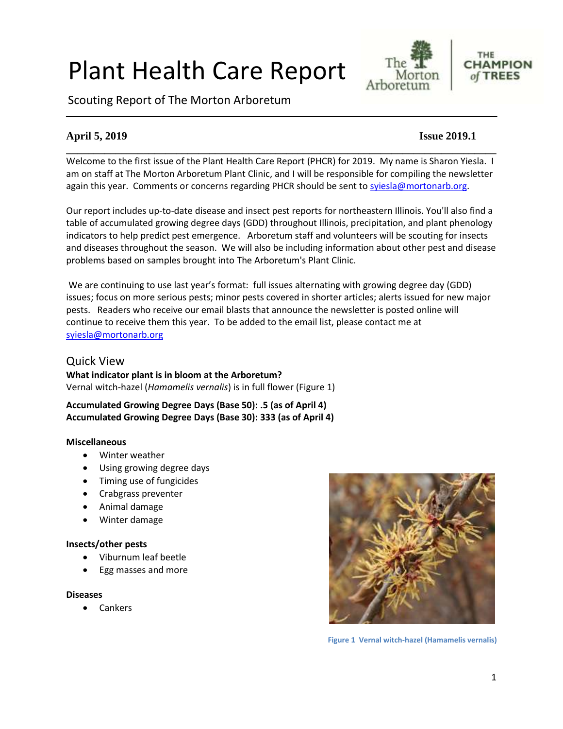# Plant Health Care Report

Scouting Report of The Morton Arboretum

**April 5, 2019** **Issue 2019.1**

Welcome to the first issue of the Plant Health Care Report (PHCR) for 2019. My name is Sharon Yiesla. I am on staff at The Morton Arboretum Plant Clinic, and I will be responsible for compiling the newsletter again this year. Comments or concerns regarding PHCR should be sent to syiesla@mortonarb.org.

Our report includes up-to-date disease and insect pest reports for northeastern Illinois. You'll also find a table of accumulated growing degree days (GDD) throughout Illinois, precipitation, and plant phenology indicators to help predict pest emergence. Arboretum staff and volunteers will be scouting for insects and diseases throughout the season. We will also be including information about other pest and disease problems based on samples brought into The Arboretum's Plant Clinic.

We are continuing to use last year's format: full issues alternating with growing degree day (GDD) issues; focus on more serious pests; minor pests covered in shorter articles; alerts issued for new major pests. Readers who receive our email blasts that announce the newsletter is posted online will continue to receive them this year. To be added to the email list, please contact me at syiesla@mortonarb.org

## Quick View

**What indicator plant is in bloom at the Arboretum?**
Vernal witch-hazel (*Hamamelis vernalis*) is in full flower (Figure 1)

**Accumulated Growing Degree Days (Base 50): .5 (as of April 4)**
**Accumulated Growing Degree Days (Base 30): 333 (as of April 4)**

**Miscellaneous**

- Winter weather
- Using growing degree days
- Timing use of fungicides
- Crabgrass preventer
- Animal damage
- Winter damage

**Insects/other pests**

- Viburnum leaf beetle
- Egg masses and more

**Diseases**

- Cankers

Figure 1 Vernal witch-hazel (Hamamelis vernalis)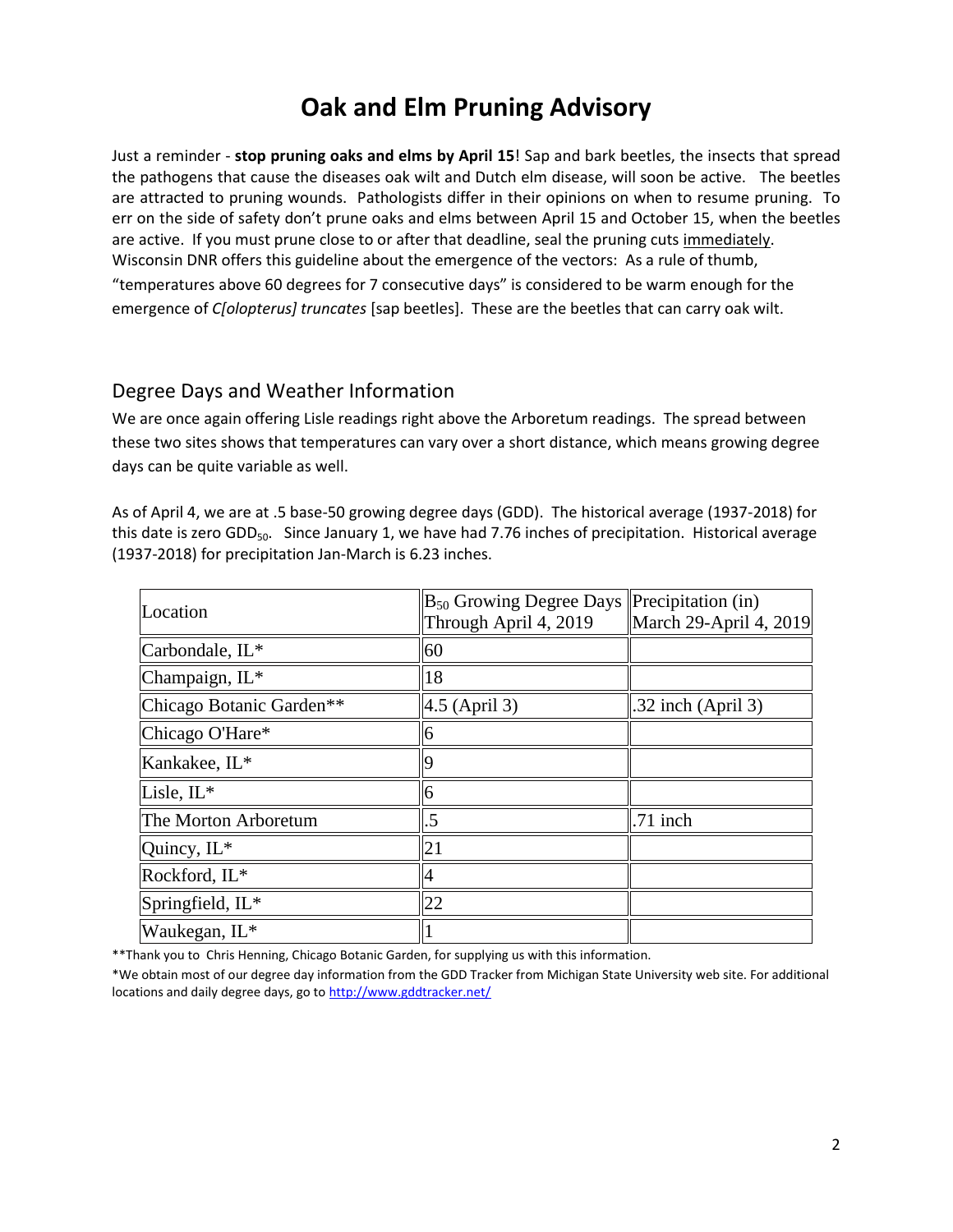# Oak and Elm Pruning Advisory

Just a reminder - **stop pruning oaks and elms by April 15**! Sap and bark beetles, the insects that spread the pathogens that cause the diseases oak wilt and Dutch elm disease, will soon be active. The beetles are attracted to pruning wounds. Pathologists differ in their opinions on when to resume pruning. To err on the side of safety don't prune oaks and elms between April 15 and October 15, when the beetles are active. If you must prune close to or after that deadline, seal the pruning cuts immediately. Wisconsin DNR offers this guideline about the emergence of the vectors: As a rule of thumb, "temperatures above 60 degrees for 7 consecutive days" is considered to be warm enough for the emergence of *C[olopterus] truncates* [sap beetles]. These are the beetles that can carry oak wilt.

## Degree Days and Weather Information

We are once again offering Lisle readings right above the Arboretum readings. The spread between these two sites shows that temperatures can vary over a short distance, which means growing degree days can be quite variable as well.

As of April 4, we are at .5 base-50 growing degree days (GDD). The historical average (1937-2018) for this date is zero $GDD_{50}$. Since January 1, we have had 7.76 inches of precipitation. Historical average (1937-2018) for precipitation Jan-March is 6.23 inches.

| Location | $B_{50}$ Growing Degree Days Through April 4, 2019 | Precipitation (in) March 29-April 4, 2019 |
|---|---|---|
| Carbondale, IL* | 60 | |
| Champaign, IL* | 18 | |
| Chicago Botanic Garden** | 4.5 (April 3) | .32 inch (April 3) |
| Chicago O'Hare* | 6 | |
| Kankakee, IL* | 9 | |
| Lisle, IL* | 6 | |
| The Morton Arboretum | .5 | .71 inch |
| Quincy, IL* | 21 | |
| Rockford, IL* | 4 | |
| Springfield, IL* | 22 | |
| Waukegan, IL* | 1 | |

**Thank you to Chris Henning, Chicago Botanic Garden, for supplying us with this information.

*We obtain most of our degree day information from the GDD Tracker from Michigan State University web site. For additional locations and daily degree days, go to http://www.gddtracker.net/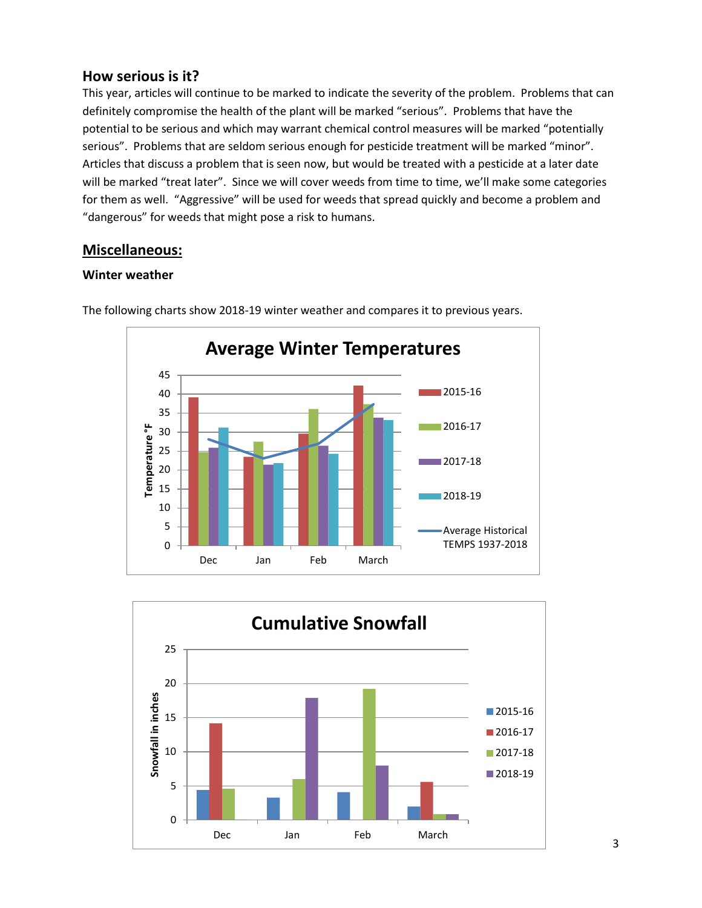### How serious is it?

This year, articles will continue to be marked to indicate the severity of the problem. Problems that can definitely compromise the health of the plant will be marked "serious". Problems that have the potential to be serious and which may warrant chemical control measures will be marked "potentially serious". Problems that are seldom serious enough for pesticide treatment will be marked "minor". Articles that discuss a problem that is seen now, but would be treated with a pesticide at a later date will be marked "treat later". Since we will cover weeds from time to time, we'll make some categories for them as well. "Aggressive" will be used for weeds that spread quickly and become a problem and "dangerous" for weeds that might pose a risk to humans.

## Miscellaneous:

### Winter weather

The following charts show 2018-19 winter weather and compares it to previous years.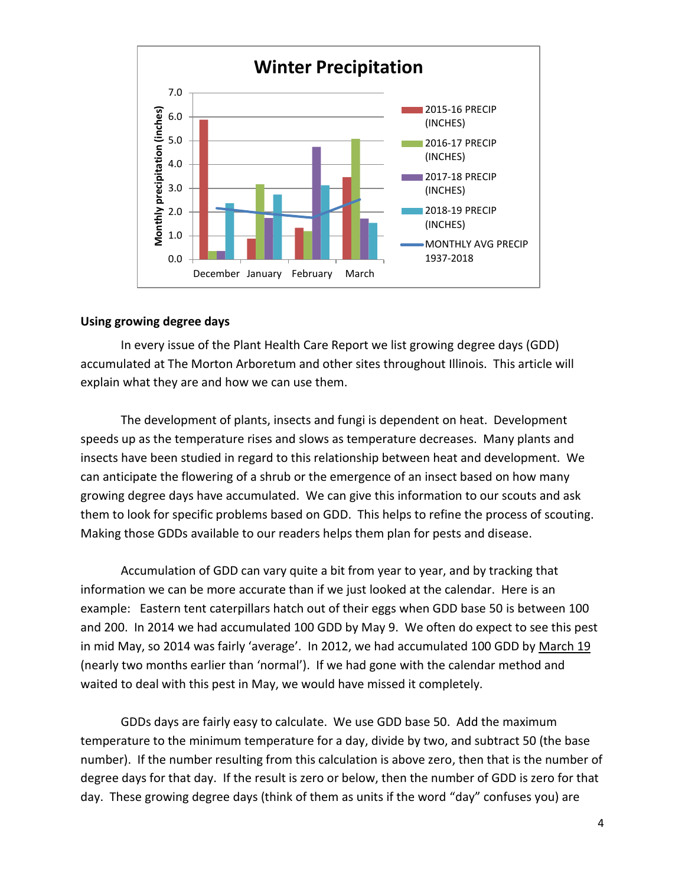## Winter Precipitation

| Month | 2015-16 PRECIP (INCHES) | 2016-17 PRECIP (INCHES) | 2017-18 PRECIP (INCHES) | 2018-19 PRECIP (INCHES) | MONTHLY AVG PRECIP 1937-2018 |
|---|---|---|---|---|---|
| December | 5.9 | 0.4 | 0.4 | 2.4 | 2.2 |
| January | 0.9 | 3.2 | 1.8 | 2.7 | 2.0 |
| February | 1.3 | 1.2 | 4.7 | 3.1 | 1.8 |
| March | 3.5 | 5.1 | 1.7 | 1.6 | 2.5 |

### Using growing degree days

In every issue of the Plant Health Care Report we list growing degree days (GDD) accumulated at The Morton Arboretum and other sites throughout Illinois. This article will explain what they are and how we can use them.

The development of plants, insects and fungi is dependent on heat. Development speeds up as the temperature rises and slows as temperature decreases. Many plants and insects have been studied in regard to this relationship between heat and development. We can anticipate the flowering of a shrub or the emergence of an insect based on how many growing degree days have accumulated. We can give this information to our scouts and ask them to look for specific problems based on GDD. This helps to refine the process of scouting. Making those GDDs available to our readers helps them plan for pests and disease.

Accumulation of GDD can vary quite a bit from year to year, and by tracking that information we can be more accurate than if we just looked at the calendar. Here is an example: Eastern tent caterpillars hatch out of their eggs when GDD base 50 is between 100 and 200. In 2014 we had accumulated 100 GDD by May 9. We often do expect to see this pest in mid May, so 2014 was fairly 'average'. In 2012, we had accumulated 100 GDD by March 19 (nearly two months earlier than 'normal'). If we had gone with the calendar method and waited to deal with this pest in May, we would have missed it completely.

GDDs days are fairly easy to calculate. We use GDD base 50. Add the maximum temperature to the minimum temperature for a day, divide by two, and subtract 50 (the base number). If the number resulting from this calculation is above zero, then that is the number of degree days for that day. If the result is zero or below, then the number of GDD is zero for that day. These growing degree days (think of them as units if the word "day" confuses you) are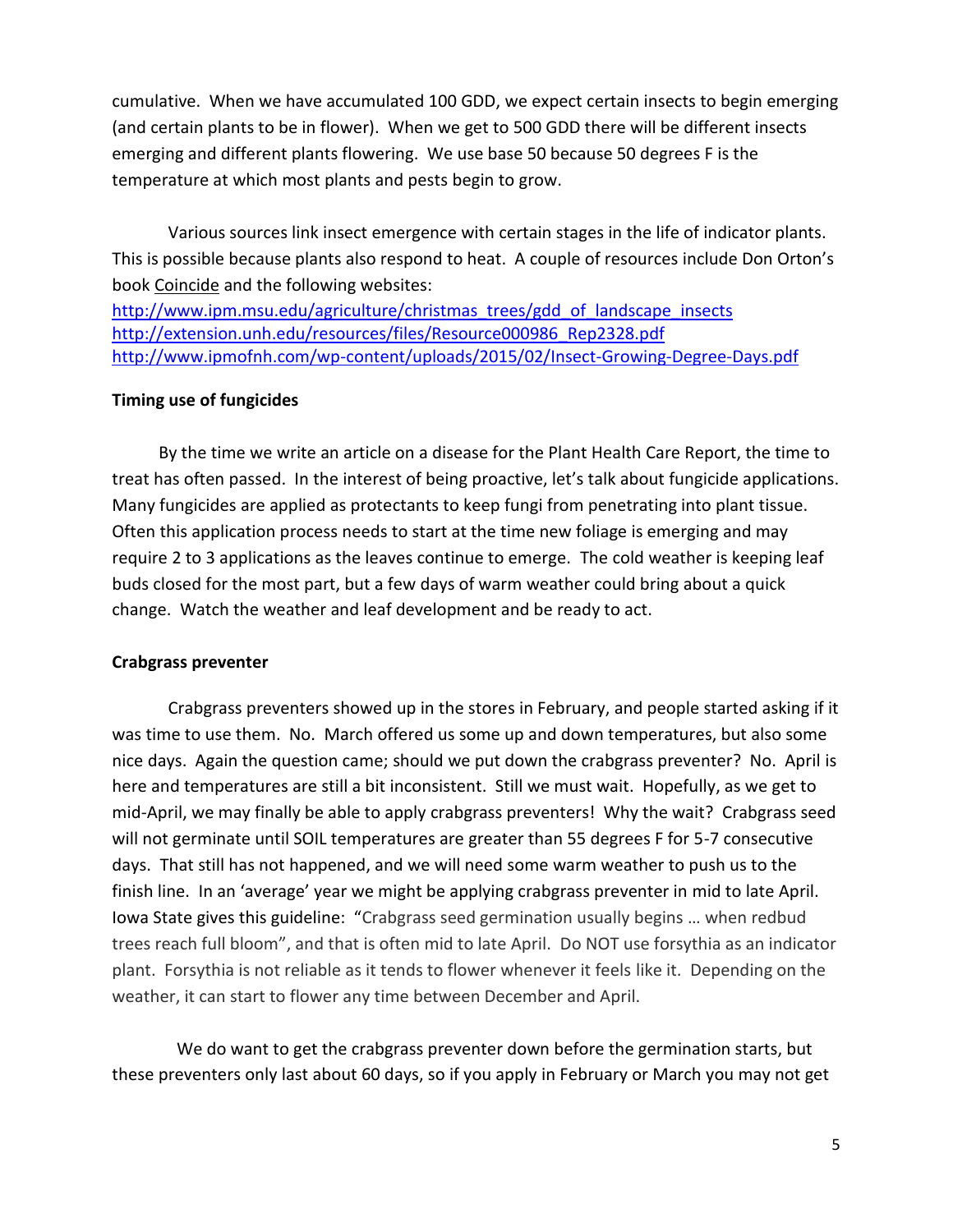cumulative. When we have accumulated 100 GDD, we expect certain insects to begin emerging (and certain plants to be in flower). When we get to 500 GDD there will be different insects emerging and different plants flowering. We use base 50 because 50 degrees F is the temperature at which most plants and pests begin to grow.

Various sources link insect emergence with certain stages in the life of indicator plants. This is possible because plants also respond to heat. A couple of resources include Don Orton's book Coincide and the following websites:
http://www.ipm.msu.edu/agriculture/christmas_trees/gdd_of_landscape_insects
http://extension.unh.edu/resources/files/Resource000986_Rep2328.pdf
http://www.ipmofnh.com/wp-content/uploads/2015/02/Insect-Growing-Degree-Days.pdf

**Timing use of fungicides**

By the time we write an article on a disease for the Plant Health Care Report, the time to treat has often passed. In the interest of being proactive, let's talk about fungicide applications. Many fungicides are applied as protectants to keep fungi from penetrating into plant tissue. Often this application process needs to start at the time new foliage is emerging and may require 2 to 3 applications as the leaves continue to emerge. The cold weather is keeping leaf buds closed for the most part, but a few days of warm weather could bring about a quick change. Watch the weather and leaf development and be ready to act.

**Crabgrass preventer**

Crabgrass preventers showed up in the stores in February, and people started asking if it was time to use them. No. March offered us some up and down temperatures, but also some nice days. Again the question came; should we put down the crabgrass preventer? No. April is here and temperatures are still a bit inconsistent. Still we must wait. Hopefully, as we get to mid-April, we may finally be able to apply crabgrass preventers! Why the wait? Crabgrass seed will not germinate until SOIL temperatures are greater than 55 degrees F for 5-7 consecutive days. That still has not happened, and we will need some warm weather to push us to the finish line. In an 'average' year we might be applying crabgrass preventer in mid to late April. Iowa State gives this guideline: "Crabgrass seed germination usually begins … when redbud trees reach full bloom", and that is often mid to late April. Do NOT use forsythia as an indicator plant. Forsythia is not reliable as it tends to flower whenever it feels like it. Depending on the weather, it can start to flower any time between December and April.

We do want to get the crabgrass preventer down before the germination starts, but these preventers only last about 60 days, so if you apply in February or March you may not get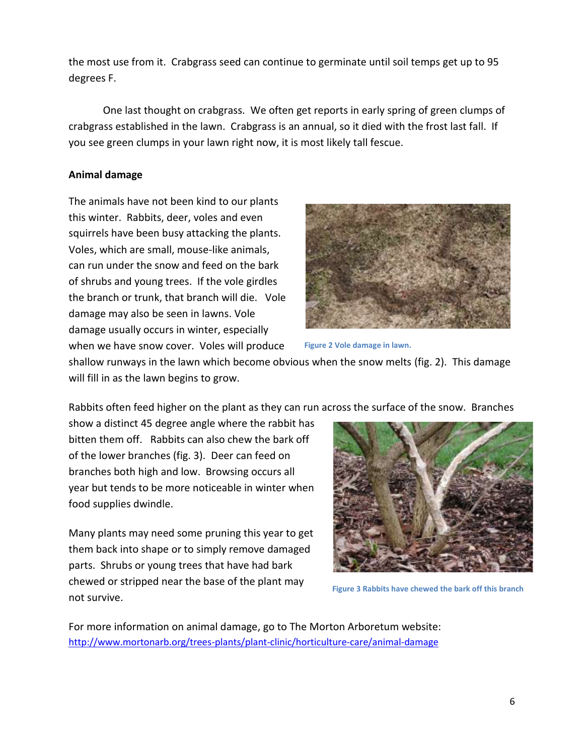the most use from it. Crabgrass seed can continue to germinate until soil temps get up to 95 degrees F.

One last thought on crabgrass. We often get reports in early spring of green clumps of crabgrass established in the lawn. Crabgrass is an annual, so it died with the frost last fall. If you see green clumps in your lawn right now, it is most likely tall fescue.

**Animal damage**

The animals have not been kind to our plants this winter. Rabbits, deer, voles and even squirrels have been busy attacking the plants. Voles, which are small, mouse-like animals, can run under the snow and feed on the bark of shrubs and young trees. If the vole girdles the branch or trunk, that branch will die. Vole damage may also be seen in lawns. Vole damage usually occurs in winter, especially when we have snow cover. Voles will produce shallow runways in the lawn which become obvious when the snow melts (fig. 2). This damage will fill in as the lawn begins to grow.

Figure 2 Vole damage in lawn.

Rabbits often feed higher on the plant as they can run across the surface of the snow. Branches show a distinct 45 degree angle where the rabbit has bitten them off. Rabbits can also chew the bark off of the lower branches (fig. 3). Deer can feed on branches both high and low. Browsing occurs all year but tends to be more noticeable in winter when food supplies dwindle.

Many plants may need some pruning this year to get them back into shape or to simply remove damaged parts. Shrubs or young trees that have had bark chewed or stripped near the base of the plant may not survive.

Figure 3 Rabbits have chewed the bark off this branch

For more information on animal damage, go to The Morton Arboretum website: http://www.mortonarb.org/trees-plants/plant-clinic/horticulture-care/animal-damage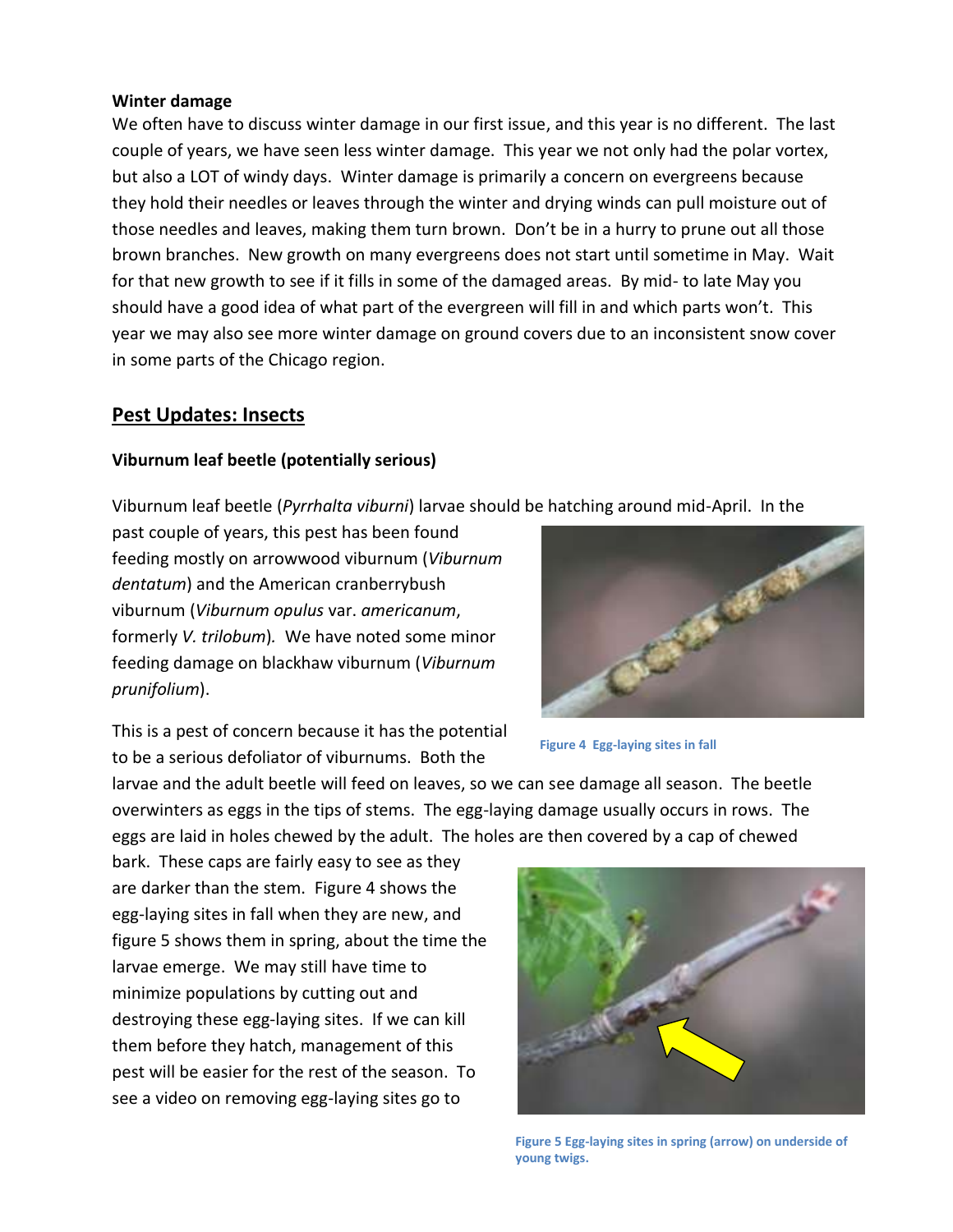**Winter damage**

We often have to discuss winter damage in our first issue, and this year is no different. The last couple of years, we have seen less winter damage. This year we not only had the polar vortex, but also a LOT of windy days. Winter damage is primarily a concern on evergreens because they hold their needles or leaves through the winter and drying winds can pull moisture out of those needles and leaves, making them turn brown. Don't be in a hurry to prune out all those brown branches. New growth on many evergreens does not start until sometime in May. Wait for that new growth to see if it fills in some of the damaged areas. By mid- to late May you should have a good idea of what part of the evergreen will fill in and which parts won't. This year we may also see more winter damage on ground covers due to an inconsistent snow cover in some parts of the Chicago region.

## Pest Updates: Insects

**Viburnum leaf beetle (potentially serious)**

Viburnum leaf beetle (*Pyrrhalta viburni*) larvae should be hatching around mid-April. In the past couple of years, this pest has been found feeding mostly on arrowwood viburnum (*Viburnum dentatum*) and the American cranberrybush viburnum (*Viburnum opulus* var. *americanum*, formerly *V. trilobum*). We have noted some minor feeding damage on blackhaw viburnum (*Viburnum prunifolium*).

Figure 4 Egg-laying sites in fall

This is a pest of concern because it has the potential to be a serious defoliator of viburnums. Both the larvae and the adult beetle will feed on leaves, so we can see damage all season. The beetle overwinters as eggs in the tips of stems. The egg-laying damage usually occurs in rows. The eggs are laid in holes chewed by the adult. The holes are then covered by a cap of chewed bark. These caps are fairly easy to see as they are darker than the stem. Figure 4 shows the egg-laying sites in fall when they are new, and figure 5 shows them in spring, about the time the larvae emerge. We may still have time to minimize populations by cutting out and destroying these egg-laying sites. If we can kill them before they hatch, management of this pest will be easier for the rest of the season. To see a video on removing egg-laying sites go to

Figure 5 Egg-laying sites in spring (arrow) on underside of young twigs.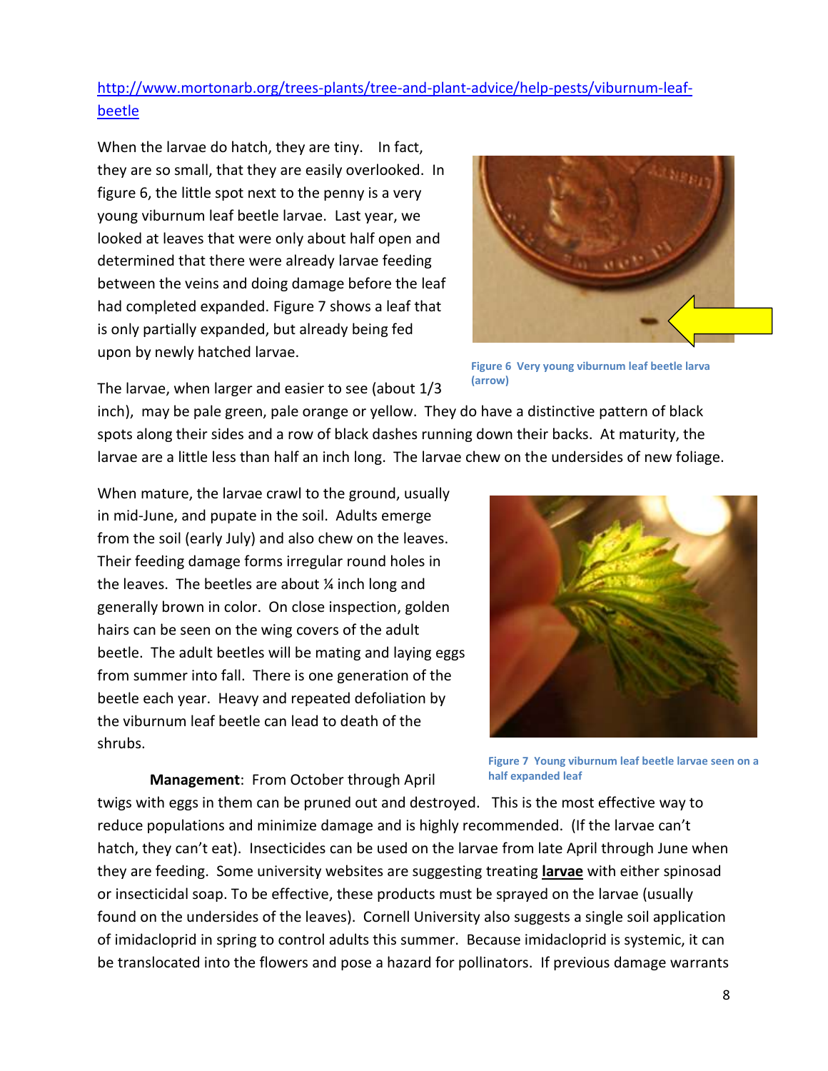[http://www.mortonarb.org/trees-plants/tree-and-plant-advice/help-pests/viburnum-leaf-beetle](http://www.mortonarb.org/trees-plants/tree-and-plant-advice/help-pests/viburnum-leaf-beetle)

When the larvae do hatch, they are tiny. In fact, they are so small, that they are easily overlooked. In figure 6, the little spot next to the penny is a very young viburnum leaf beetle larvae. Last year, we looked at leaves that were only about half open and determined that there were already larvae feeding between the veins and doing damage before the leaf had completed expanded. Figure 7 shows a leaf that is only partially expanded, but already being fed upon by newly hatched larvae.

Figure 6 Very young viburnum leaf beetle larva (arrow)

The larvae, when larger and easier to see (about 1/3 inch), may be pale green, pale orange or yellow. They do have a distinctive pattern of black spots along their sides and a row of black dashes running down their backs. At maturity, the larvae are a little less than half an inch long. The larvae chew on the undersides of new foliage.

When mature, the larvae crawl to the ground, usually in mid-June, and pupate in the soil. Adults emerge from the soil (early July) and also chew on the leaves. Their feeding damage forms irregular round holes in the leaves. The beetles are about ¼ inch long and generally brown in color. On close inspection, golden hairs can be seen on the wing covers of the adult beetle. The adult beetles will be mating and laying eggs from summer into fall. There is one generation of the beetle each year. Heavy and repeated defoliation by the viburnum leaf beetle can lead to death of the shrubs.

Figure 7 Young viburnum leaf beetle larvae seen on a half expanded leaf

**Management**: From October through April twigs with eggs in them can be pruned out and destroyed. This is the most effective way to reduce populations and minimize damage and is highly recommended. (If the larvae can't hatch, they can't eat). Insecticides can be used on the larvae from late April through June when they are feeding. Some university websites are suggesting treating **larvae** with either spinosad or insecticidal soap. To be effective, these products must be sprayed on the larvae (usually found on the undersides of the leaves). Cornell University also suggests a single soil application of imidacloprid in spring to control adults this summer. Because imidacloprid is systemic, it can be translocated into the flowers and pose a hazard for pollinators. If previous damage warrants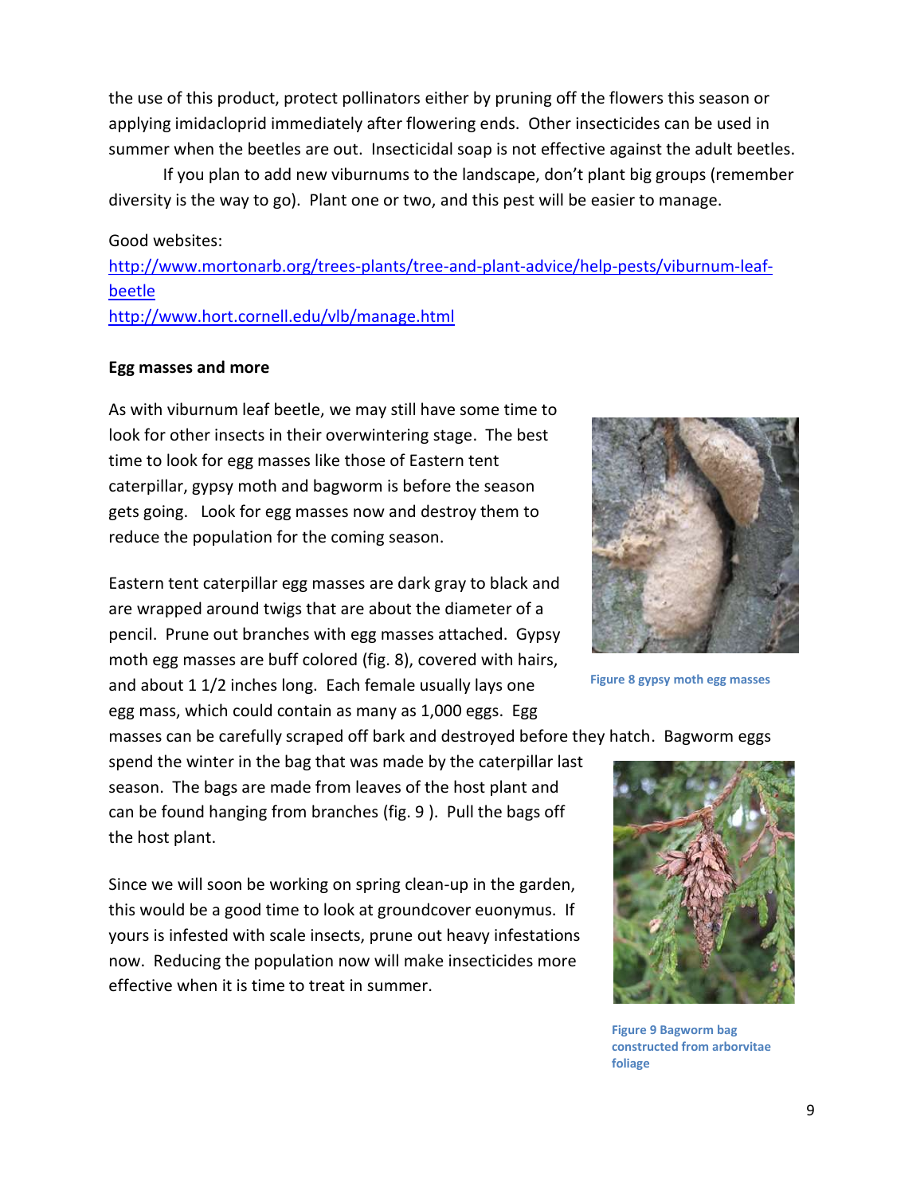the use of this product, protect pollinators either by pruning off the flowers this season or applying imidacloprid immediately after flowering ends. Other insecticides can be used in summer when the beetles are out. Insecticidal soap is not effective against the adult beetles.

If you plan to add new viburnums to the landscape, don't plant big groups (remember diversity is the way to go). Plant one or two, and this pest will be easier to manage.

Good websites:
http://www.mortonarb.org/trees-plants/tree-and-plant-advice/help-pests/viburnum-leaf-beetle
http://www.hort.cornell.edu/vlb/manage.html

**Egg masses and more**

As with viburnum leaf beetle, we may still have some time to look for other insects in their overwintering stage. The best time to look for egg masses like those of Eastern tent caterpillar, gypsy moth and bagworm is before the season gets going. Look for egg masses now and destroy them to reduce the population for the coming season.

Eastern tent caterpillar egg masses are dark gray to black and are wrapped around twigs that are about the diameter of a pencil. Prune out branches with egg masses attached. Gypsy moth egg masses are buff colored (fig. 8), covered with hairs, and about 1 1/2 inches long. Each female usually lays one egg mass, which could contain as many as 1,000 eggs. Egg masses can be carefully scraped off bark and destroyed before they hatch. Bagworm eggs spend the winter in the bag that was made by the caterpillar last season. The bags are made from leaves of the host plant and can be found hanging from branches (fig. 9 ). Pull the bags off the host plant.

Figure 8 gypsy moth egg masses

Figure 9 Bagworm bag constructed from arborvitae foliage

Since we will soon be working on spring clean-up in the garden, this would be a good time to look at groundcover euonymus. If yours is infested with scale insects, prune out heavy infestations now. Reducing the population now will make insecticides more effective when it is time to treat in summer.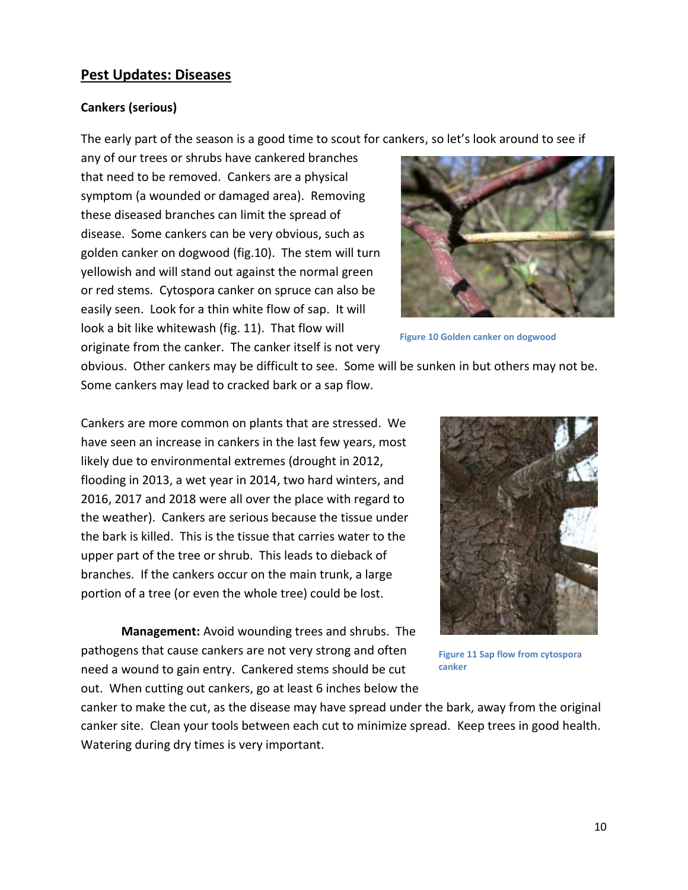## Pest Updates: Diseases

**Cankers (serious)**

The early part of the season is a good time to scout for cankers, so let's look around to see if any of our trees or shrubs have cankered branches that need to be removed. Cankers are a physical symptom (a wounded or damaged area). Removing these diseased branches can limit the spread of disease. Some cankers can be very obvious, such as golden canker on dogwood (fig.10). The stem will turn yellowish and will stand out against the normal green or red stems. Cytospora canker on spruce can also be easily seen. Look for a thin white flow of sap. It will look a bit like whitewash (fig. 11). That flow will originate from the canker. The canker itself is not very obvious. Other cankers may be difficult to see. Some will be sunken in but others may not be. Some cankers may lead to cracked bark or a sap flow.

Figure 10 Golden canker on dogwood

Cankers are more common on plants that are stressed. We have seen an increase in cankers in the last few years, most likely due to environmental extremes (drought in 2012, flooding in 2013, a wet year in 2014, two hard winters, and 2016, 2017 and 2018 were all over the place with regard to the weather). Cankers are serious because the tissue under the bark is killed. This is the tissue that carries water to the upper part of the tree or shrub. This leads to dieback of branches. If the cankers occur on the main trunk, a large portion of a tree (or even the whole tree) could be lost.

Figure 11 Sap flow from cytospora canker

**Management:** Avoid wounding trees and shrubs. The pathogens that cause cankers are not very strong and often need a wound to gain entry. Cankered stems should be cut out. When cutting out cankers, go at least 6 inches below the canker to make the cut, as the disease may have spread under the bark, away from the original canker site. Clean your tools between each cut to minimize spread. Keep trees in good health. Watering during dry times is very important.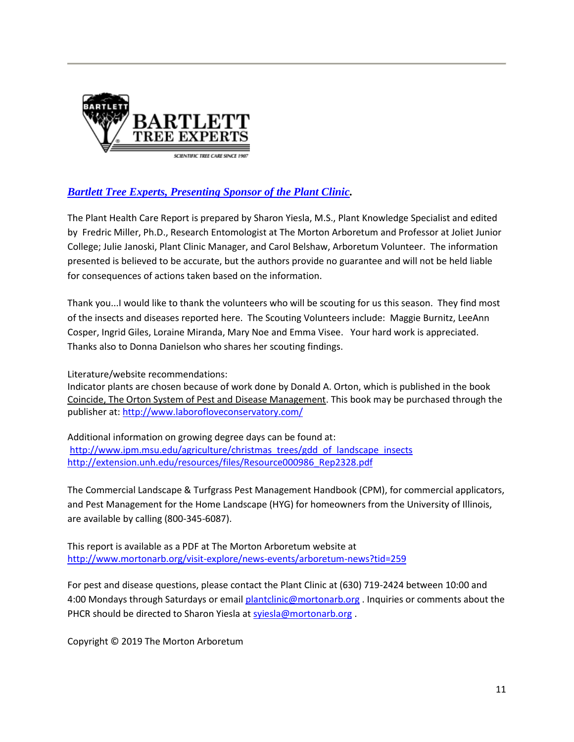***[Bartlett Tree Experts, Presenting Sponsor of the Plant Clinic](#).***

The Plant Health Care Report is prepared by Sharon Yiesla, M.S., Plant Knowledge Specialist and edited by Fredric Miller, Ph.D., Research Entomologist at The Morton Arboretum and Professor at Joliet Junior College; Julie Janoski, Plant Clinic Manager, and Carol Belshaw, Arboretum Volunteer. The information presented is believed to be accurate, but the authors provide no guarantee and will not be held liable for consequences of actions taken based on the information.

Thank you...I would like to thank the volunteers who will be scouting for us this season. They find most of the insects and diseases reported here. The Scouting Volunteers include: Maggie Burnitz, LeeAnn Cosper, Ingrid Giles, Loraine Miranda, Mary Noe and Emma Visee. Your hard work is appreciated. Thanks also to Donna Danielson who shares her scouting findings.

Literature/website recommendations:
Indicator plants are chosen because of work done by Donald A. Orton, which is published in the book Coincide, The Orton System of Pest and Disease Management. This book may be purchased through the publisher at: http://www.laborofloveconservatory.com/

Additional information on growing degree days can be found at:
http://www.ipm.msu.edu/agriculture/christmas_trees/gdd_of_landscape_insects
http://extension.unh.edu/resources/files/Resource000986_Rep2328.pdf

The Commercial Landscape & Turfgrass Pest Management Handbook (CPM), for commercial applicators, and Pest Management for the Home Landscape (HYG) for homeowners from the University of Illinois, are available by calling (800-345-6087).

This report is available as a PDF at The Morton Arboretum website at
http://www.mortonarb.org/visit-explore/news-events/arboretum-news?tid=259

For pest and disease questions, please contact the Plant Clinic at (630) 719-2424 between 10:00 and 4:00 Mondays through Saturdays or email plantclinic@mortonarb.org . Inquiries or comments about the PHCR should be directed to Sharon Yiesla at syiesla@mortonarb.org .

Copyright © 2019 The Morton Arboretum